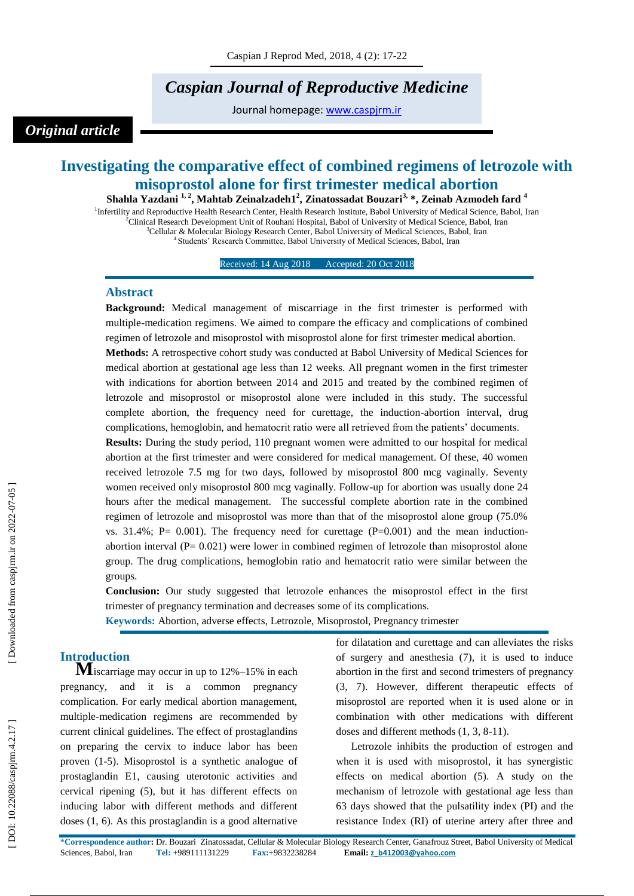# Caspian Journal of Reproductive Medicine

Journal homepage: www.caspjrm.ir

*Original article*

## Investigating the comparative effect of combined regimens of letrozole with misoprostol alone for first trimester medical abortion

**Shahla Yazdani [1,2], Mahtab Zeinalzadeh1[2], Zinatossadat Bouzari[3,*], Zeinab Azmodeh fard [4]**

[1]Infertility and Reproductive Health Research Center, Health Research Institute, Babol University of Medical Science, Babol, Iran
[2]Clinical Research Development Unit of Rouhani Hospital, Babol of University of Medical Science, Babol, Iran
[3]Cellular & Molecular Biology Research Center, Babol University of Medical Sciences, Babol, Iran
[4]Students' Research Committee, Babol University of Medical Sciences, Babol, Iran

Received: 14 Aug 2018 Accepted: 20 Oct 2018

### Abstract

**Background:** Medical management of miscarriage in the first trimester is performed with multiple-medication regimens. We aimed to compare the efficacy and complications of combined regimen of letrozole and misoprostol with misoprostol alone for first trimester medical abortion.

**Methods:** A retrospective cohort study was conducted at Babol University of Medical Sciences for medical abortion at gestational age less than 12 weeks. All pregnant women in the first trimester with indications for abortion between 2014 and 2015 and treated by the combined regimen of letrozole and misoprostol or misoprostol alone were included in this study. The successful complete abortion, the frequency need for curettage, the induction-abortion interval, drug complications, hemoglobin, and hematocrit ratio were all retrieved from the patients' documents.

**Results:** During the study period, 110 pregnant women were admitted to our hospital for medical abortion at the first trimester and were considered for medical management. Of these, 40 women received letrozole 7.5 mg for two days, followed by misoprostol 800 mcg vaginally. Seventy women received only misoprostol 800 mcg vaginally. Follow-up for abortion was usually done 24 hours after the medical management. The successful complete abortion rate in the combined regimen of letrozole and misoprostol was more than that of the misoprostol alone group (75.0% vs. 31.4%; P= 0.001). The frequency need for curettage (P=0.001) and the mean induction-abortion interval (P= 0.021) were lower in combined regimen of letrozole than misoprostol alone group. The drug complications, hemoglobin ratio and hematocrit ratio were similar between the groups.

**Conclusion:** Our study suggested that letrozole enhances the misoprostol effect in the first trimester of pregnancy termination and decreases some of its complications.

**Keywords:** Abortion, adverse effects, Letrozole, Misoprostol, Pregnancy trimester

### Introduction

Miscarriage may occur in up to 12%–15% in each pregnancy, and it is a common pregnancy complication. For early medical abortion management, multiple-medication regimens are recommended by current clinical guidelines. The effect of prostaglandins on preparing the cervix to induce labor has been proven (1-5). Misoprostol is a synthetic analogue of prostaglandin E1, causing uterotonic activities and cervical ripening (5), but it has different effects on inducing labor with different methods and different doses (1, 6). As this prostaglandin is a good alternative for dilatation and curettage and can alleviates the risks of surgery and anesthesia (7), it is used to induce abortion in the first and second trimesters of pregnancy (3, 7). However, different therapeutic effects of misoprostol are reported when it is used alone or in combination with other medications with different doses and different methods (1, 3, 8-11).

Letrozole inhibits the production of estrogen and when it is used with misoprostol, it has synergistic effects on medical abortion (5). A study on the mechanism of letrozole with gestational age less than 63 days showed that the pulsatility index (PI) and the resistance Index (RI) of uterine artery after three and

*Correspondence author: Dr. Bouzari Zinatossadat, Cellular & Molecular Biology Research Center, Ganafrouz Street, Babol University of Medical Sciences, Babol, Iran Tel: +989111131229 Fax:+9832238284 Email: z_b412003@yahoo.com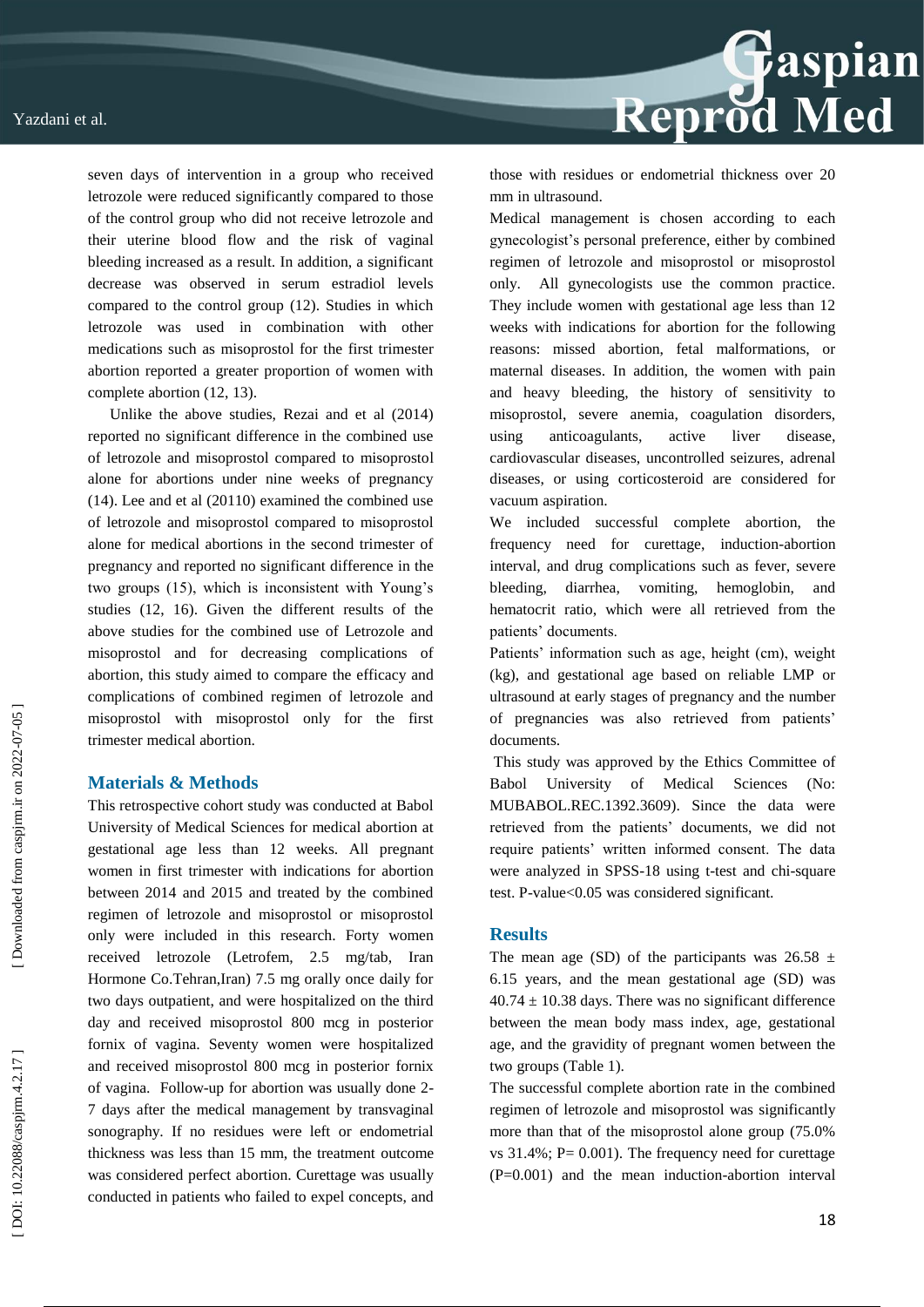seven days of intervention in a group who received letrozole were reduced significantly compared to those of the control group who did not receive letrozole and their uterine blood flow and the risk of vaginal bleeding increased as a result. In addition, a significant decrease was observed in serum estradiol levels compared to the control group (12). Studies in which letrozole was used in combination with other medications such as misoprostol for the first trimester abortion reported a greater proportion of women with complete abortion (12, 13).

Unlike the above studies, Rezai and et al (2014) reported no significant difference in the combined use of letrozole and misoprostol compared to misoprostol alone for abortions under nine weeks of pregnancy (14). Lee and et al (20110) examined the combined use of letrozole and misoprostol compared to misoprostol alone for medical abortions in the second trimester of pregnancy and reported no significant difference in the two groups (15), which is inconsistent with Young's studies (12, 16). Given the different results of the above studies for the combined use of Letrozole and misoprostol and for decreasing complications of abortion, this study aimed to compare the efficacy and complications of combined regimen of letrozole and misoprostol with misoprostol only for the first trimester medical abortion.

## Materials & Methods

This retrospective cohort study was conducted at Babol University of Medical Sciences for medical abortion at gestational age less than 12 weeks. All pregnant women in first trimester with indications for abortion between 2014 and 2015 and treated by the combined regimen of letrozole and misoprostol or misoprostol only were included in this research. Forty women received letrozole (Letrofem, 2.5 mg/tab, Iran Hormone Co.Tehran,Iran) 7.5 mg orally once daily for two days outpatient, and were hospitalized on the third day and received misoprostol 800 mcg in posterior fornix of vagina. Seventy women were hospitalized and received misoprostol 800 mcg in posterior fornix of vagina. Follow-up for abortion was usually done 2-7 days after the medical management by transvaginal sonography. If no residues were left or endometrial thickness was less than 15 mm, the treatment outcome was considered perfect abortion. Curettage was usually conducted in patients who failed to expel concepts, and those with residues or endometrial thickness over 20 mm in ultrasound.

Medical management is chosen according to each gynecologist's personal preference, either by combined regimen of letrozole and misoprostol or misoprostol only. All gynecologists use the common practice. They include women with gestational age less than 12 weeks with indications for abortion for the following reasons: missed abortion, fetal malformations, or maternal diseases. In addition, the women with pain and heavy bleeding, the history of sensitivity to misoprostol, severe anemia, coagulation disorders, using anticoagulants, active liver disease, cardiovascular diseases, uncontrolled seizures, adrenal diseases, or using corticosteroid are considered for vacuum aspiration.

We included successful complete abortion, the frequency need for curettage, induction-abortion interval, and drug complications such as fever, severe bleeding, diarrhea, vomiting, hemoglobin, and hematocrit ratio, which were all retrieved from the patients' documents.

Patients' information such as age, height (cm), weight (kg), and gestational age based on reliable LMP or ultrasound at early stages of pregnancy and the number of pregnancies was also retrieved from patients' documents.

This study was approved by the Ethics Committee of Babol University of Medical Sciences (No: MUBABOL.REC.1392.3609). Since the data were retrieved from the patients' documents, we did not require patients' written informed consent. The data were analyzed in SPSS-18 using t-test and chi-square test. P-value<0.05 was considered significant.

## Results

The mean age (SD) of the participants was $26.58 \pm 6.15$ years, and the mean gestational age (SD) was $40.74 \pm 10.38$ days. There was no significant difference between the mean body mass index, age, gestational age, and the gravidity of pregnant women between the two groups (Table 1).

The successful complete abortion rate in the combined regimen of letrozole and misoprostol was significantly more than that of the misoprostol alone group (75.0% vs 31.4%; P= 0.001). The frequency need for curettage (P=0.001) and the mean induction-abortion interval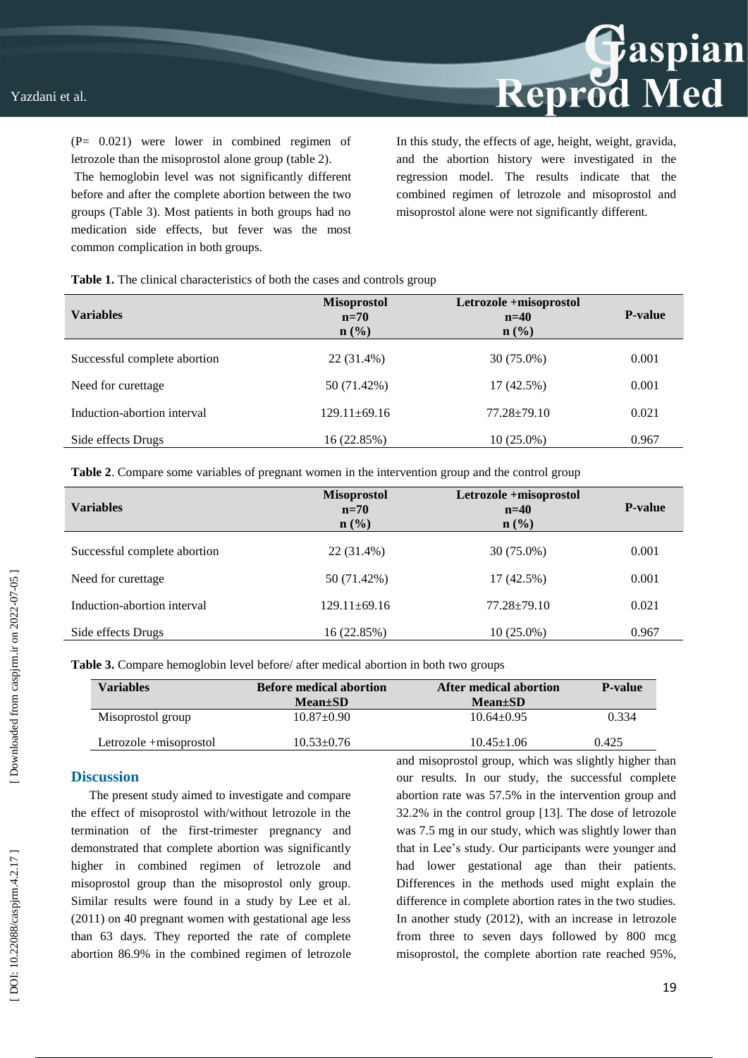(P= 0.021) were lower in combined regimen of letrozole than the misoprostol alone group (table 2).

The hemoglobin level was not significantly different before and after the complete abortion between the two groups (Table 3). Most patients in both groups had no medication side effects, but fever was the most common complication in both groups.

In this study, the effects of age, height, weight, gravida, and the abortion history were investigated in the regression model. The results indicate that the combined regimen of letrozole and misoprostol and misoprostol alone were not significantly different.

**Table 1.** The clinical characteristics of both the cases and controls group

| Variables | Misoprostol n=70 n (%) | Letrozole +misoprostol n=40 n (%) | P-value |
|---|---|---|---|
| Successful complete abortion | 22 (31.4%) | 30 (75.0%) | 0.001 |
| Need for curettage | 50 (71.42%) | 17 (42.5%) | 0.001 |
| Induction-abortion interval | 129.11±69.16 | 77.28±79.10 | 0.021 |
| Side effects Drugs | 16 (22.85%) | 10 (25.0%) | 0.967 |

**Table 2**. Compare some variables of pregnant women in the intervention group and the control group

| Variables | Misoprostol n=70 n (%) | Letrozole +misoprostol n=40 n (%) | P-value |
|---|---|---|---|
| Successful complete abortion | 22 (31.4%) | 30 (75.0%) | 0.001 |
| Need for curettage | 50 (71.42%) | 17 (42.5%) | 0.001 |
| Induction-abortion interval | 129.11±69.16 | 77.28±79.10 | 0.021 |
| Side effects Drugs | 16 (22.85%) | 10 (25.0%) | 0.967 |

**Table 3.** Compare hemoglobin level before/ after medical abortion in both two groups

| Variables | Before medical abortion Mean±SD | After medical abortion Mean±SD | P-value |
|---|---|---|---|
| Misoprostol group | 10.87±0.90 | 10.64±0.95 | 0.334 |
| Letrozole +misoprostol | 10.53±0.76 | 10.45±1.06 | 0.425 |

## Discussion

The present study aimed to investigate and compare the effect of misoprostol with/without letrozole in the termination of the first-trimester pregnancy and demonstrated that complete abortion was significantly higher in combined regimen of letrozole and misoprostol group than the misoprostol only group. Similar results were found in a study by Lee et al. (2011) on 40 pregnant women with gestational age less than 63 days. They reported the rate of complete abortion 86.9% in the combined regimen of letrozole and misoprostol group, which was slightly higher than our results. In our study, the successful complete abortion rate was 57.5% in the intervention group and 32.2% in the control group [13]. The dose of letrozole was 7.5 mg in our study, which was slightly lower than that in Lee's study. Our participants were younger and had lower gestational age than their patients. Differences in the methods used might explain the difference in complete abortion rates in the two studies. In another study (2012), with an increase in letrozole from three to seven days followed by 800 mcg misoprostol, the complete abortion rate reached 95%,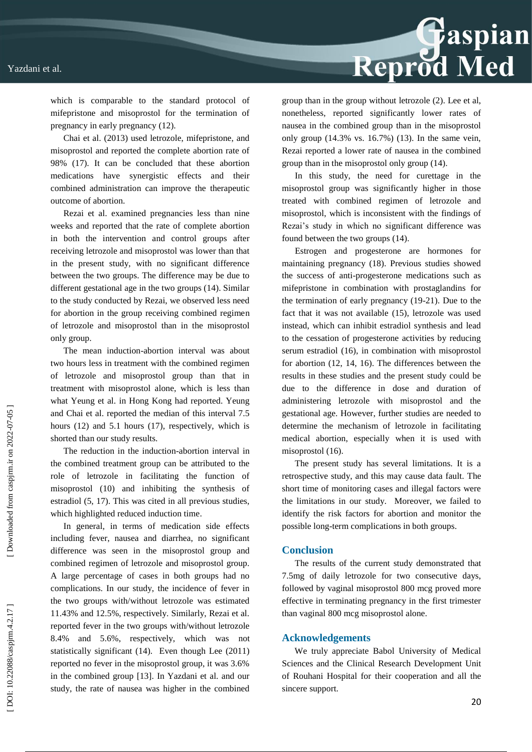which is comparable to the standard protocol of mifepristone and misoprostol for the termination of pregnancy in early pregnancy (12).

Chai et al. (2013) used letrozole, mifepristone, and misoprostol and reported the complete abortion rate of 98% (17). It can be concluded that these abortion medications have synergistic effects and their combined administration can improve the therapeutic outcome of abortion.

Rezai et al. examined pregnancies less than nine weeks and reported that the rate of complete abortion in both the intervention and control groups after receiving letrozole and misoprostol was lower than that in the present study, with no significant difference between the two groups. The difference may be due to different gestational age in the two groups (14). Similar to the study conducted by Rezai, we observed less need for abortion in the group receiving combined regimen of letrozole and misoprostol than in the misoprostol only group.

The mean induction-abortion interval was about two hours less in treatment with the combined regimen of letrozole and misoprostol group than that in treatment with misoprostol alone, which is less than what Yeung et al. in Hong Kong had reported. Yeung and Chai et al. reported the median of this interval 7.5 hours (12) and 5.1 hours (17), respectively, which is shorted than our study results.

The reduction in the induction-abortion interval in the combined treatment group can be attributed to the role of letrozole in facilitating the function of misoprostol (10) and inhibiting the synthesis of estradiol (5, 17). This was cited in all previous studies, which highlighted reduced induction time.

In general, in terms of medication side effects including fever, nausea and diarrhea, no significant difference was seen in the misoprostol group and combined regimen of letrozole and misoprostol group. A large percentage of cases in both groups had no complications. In our study, the incidence of fever in the two groups with/without letrozole was estimated 11.43% and 12.5%, respectively. Similarly, Rezai et al. reported fever in the two groups with/without letrozole 8.4% and 5.6%, respectively, which was not statistically significant (14). Even though Lee (2011) reported no fever in the misoprostol group, it was 3.6% in the combined group [13]. In Yazdani et al. and our study, the rate of nausea was higher in the combined group than in the group without letrozole (2). Lee et al, nonetheless, reported significantly lower rates of nausea in the combined group than in the misoprostol only group (14.3% vs. 16.7%) (13). In the same vein, Rezai reported a lower rate of nausea in the combined group than in the misoprostol only group (14).

In this study, the need for curettage in the misoprostol group was significantly higher in those treated with combined regimen of letrozole and misoprostol, which is inconsistent with the findings of Rezai's study in which no significant difference was found between the two groups (14).

Estrogen and progesterone are hormones for maintaining pregnancy (18). Previous studies showed the success of anti-progesterone medications such as mifepristone in combination with prostaglandins for the termination of early pregnancy (19-21). Due to the fact that it was not available (15), letrozole was used instead, which can inhibit estradiol synthesis and lead to the cessation of progesterone activities by reducing serum estradiol (16), in combination with misoprostol for abortion (12, 14, 16). The differences between the results in these studies and the present study could be due to the difference in dose and duration of administering letrozole with misoprostol and the gestational age. However, further studies are needed to determine the mechanism of letrozole in facilitating medical abortion, especially when it is used with misoprostol (16).

The present study has several limitations. It is a retrospective study, and this may cause data fault. The short time of monitoring cases and illegal factors were the limitations in our study. Moreover, we failed to identify the risk factors for abortion and monitor the possible long-term complications in both groups.

## Conclusion

The results of the current study demonstrated that 7.5mg of daily letrozole for two consecutive days, followed by vaginal misoprostol 800 mcg proved more effective in terminating pregnancy in the first trimester than vaginal 800 mcg misoprostol alone.

## Acknowledgements

We truly appreciate Babol University of Medical Sciences and the Clinical Research Development Unit of Rouhani Hospital for their cooperation and all the sincere support.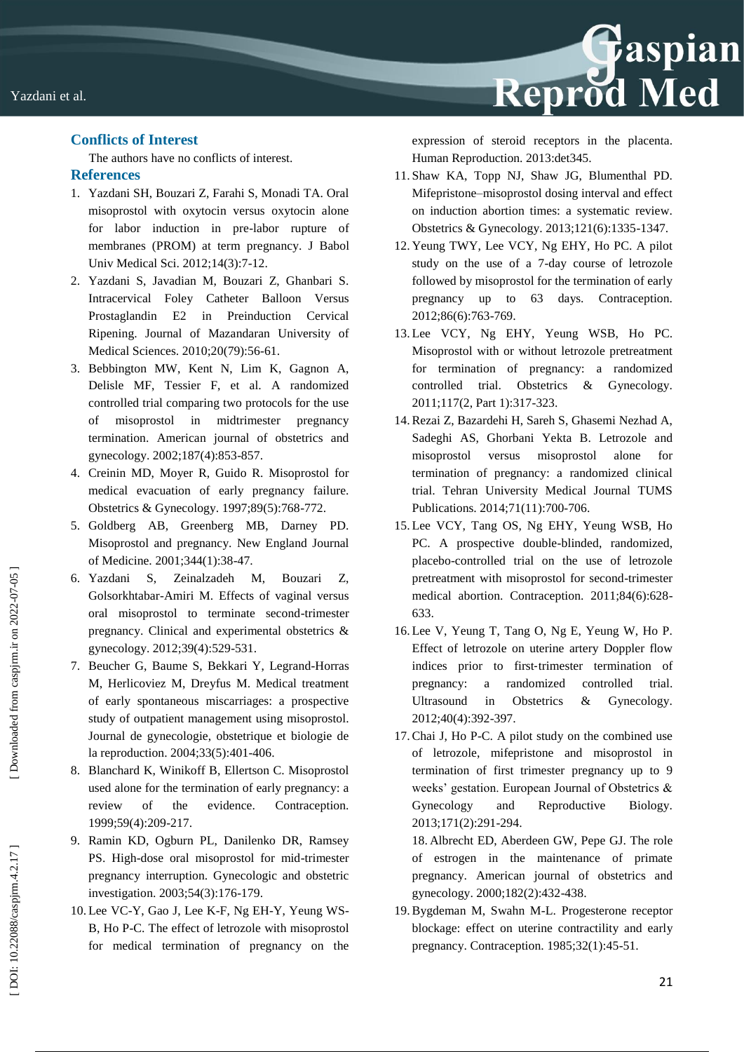## Conflicts of Interest

The authors have no conflicts of interest.

## References

1. Yazdani SH, Bouzari Z, Farahi S, Monadi TA. Oral misoprostol with oxytocin versus oxytocin alone for labor induction in pre-labor rupture of membranes (PROM) at term pregnancy. J Babol Univ Medical Sci. 2012;14(3):7-12.
2. Yazdani S, Javadian M, Bouzari Z, Ghanbari S. Intracervical Foley Catheter Balloon Versus Prostaglandin E2 in Preinduction Cervical Ripening. Journal of Mazandaran University of Medical Sciences. 2010;20(79):56-61.
3. Bebbington MW, Kent N, Lim K, Gagnon A, Delisle MF, Tessier F, et al. A randomized controlled trial comparing two protocols for the use of misoprostol in midtrimester pregnancy termination. American journal of obstetrics and gynecology. 2002;187(4):853-857.
4. Creinin MD, Moyer R, Guido R. Misoprostol for medical evacuation of early pregnancy failure. Obstetrics & Gynecology. 1997;89(5):768-772.
5. Goldberg AB, Greenberg MB, Darney PD. Misoprostol and pregnancy. New England Journal of Medicine. 2001;344(1):38-47.
6. Yazdani S, Zeinalzadeh M, Bouzari Z, Golsorkhtabar-Amiri M. Effects of vaginal versus oral misoprostol to terminate second-trimester pregnancy. Clinical and experimental obstetrics & gynecology. 2012;39(4):529-531.
7. Beucher G, Baume S, Bekkari Y, Legrand-Horras M, Herlicoviez M, Dreyfus M. Medical treatment of early spontaneous miscarriages: a prospective study of outpatient management using misoprostol. Journal de gynecologie, obstetrique et biologie de la reproduction. 2004;33(5):401-406.
8. Blanchard K, Winikoff B, Ellertson C. Misoprostol used alone for the termination of early pregnancy: a review of the evidence. Contraception. 1999;59(4):209-217.
9. Ramin KD, Ogburn PL, Danilenko DR, Ramsey PS. High-dose oral misoprostol for mid-trimester pregnancy interruption. Gynecologic and obstetric investigation. 2003;54(3):176-179.
10. Lee VC-Y, Gao J, Lee K-F, Ng EH-Y, Yeung WS-B, Ho P-C. The effect of letrozole with misoprostol for medical termination of pregnancy on the expression of steroid receptors in the placenta. Human Reproduction. 2013:det345.
11. Shaw KA, Topp NJ, Shaw JG, Blumenthal PD. Mifepristone–misoprostol dosing interval and effect on induction abortion times: a systematic review. Obstetrics & Gynecology. 2013;121(6):1335-1347.
12. Yeung TWY, Lee VCY, Ng EHY, Ho PC. A pilot study on the use of a 7-day course of letrozole followed by misoprostol for the termination of early pregnancy up to 63 days. Contraception. 2012;86(6):763-769.
13. Lee VCY, Ng EHY, Yeung WSB, Ho PC. Misoprostol with or without letrozole pretreatment for termination of pregnancy: a randomized controlled trial. Obstetrics & Gynecology. 2011;117(2, Part 1):317-323.
14. Rezai Z, Bazardehi H, Sareh S, Ghasemi Nezhad A, Sadeghi AS, Ghorbani Yekta B. Letrozole and misoprostol versus misoprostol alone for termination of pregnancy: a randomized clinical trial. Tehran University Medical Journal TUMS Publications. 2014;71(11):700-706.
15. Lee VCY, Tang OS, Ng EHY, Yeung WSB, Ho PC. A prospective double-blinded, randomized, placebo-controlled trial on the use of letrozole pretreatment with misoprostol for second-trimester medical abortion. Contraception. 2011;84(6):628-633.
16. Lee V, Yeung T, Tang O, Ng E, Yeung W, Ho P. Effect of letrozole on uterine artery Doppler flow indices prior to first-trimester termination of pregnancy: a randomized controlled trial. Ultrasound in Obstetrics & Gynecology. 2012;40(4):392-397.
17. Chai J, Ho P-C. A pilot study on the combined use of letrozole, mifepristone and misoprostol in termination of first trimester pregnancy up to 9 weeks' gestation. European Journal of Obstetrics & Gynecology and Reproductive Biology. 2013;171(2):291-294.
18. Albrecht ED, Aberdeen GW, Pepe GJ. The role of estrogen in the maintenance of primate pregnancy. American journal of obstetrics and gynecology. 2000;182(2):432-438.
19. Bygdeman M, Swahn M-L. Progesterone receptor blockage: effect on uterine contractility and early pregnancy. Contraception. 1985;32(1):45-51.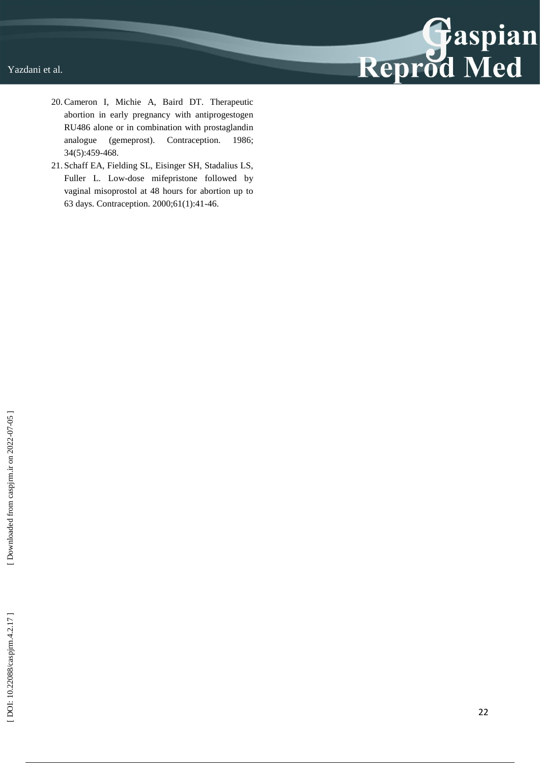20. Cameron I, Michie A, Baird DT. Therapeutic abortion in early pregnancy with antiprogestogen RU486 alone or in combination with prostaglandin analogue (gemeprost). Contraception. 1986; 34(5):459-468.
21. Schaff EA, Fielding SL, Eisinger SH, Stadalius LS, Fuller L. Low-dose mifepristone followed by vaginal misoprostol at 48 hours for abortion up to 63 days. Contraception. 2000;61(1):41-46.